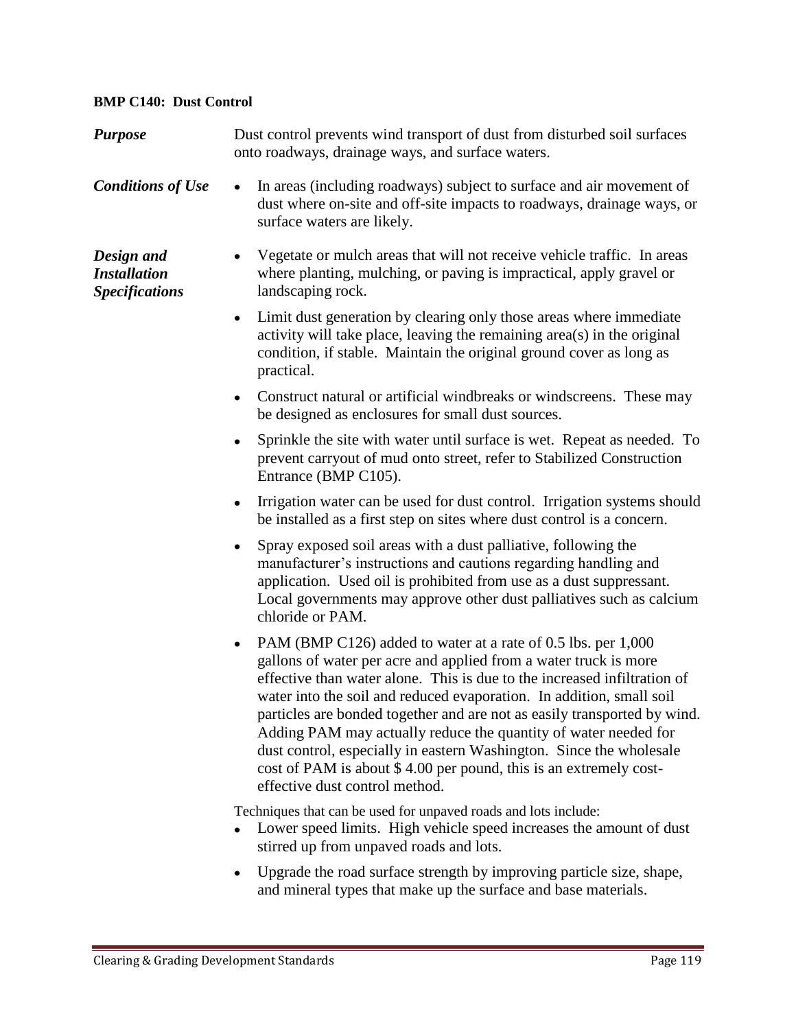**BMP C140: Dust Control**

***Purpose***

Dust control prevents wind transport of dust from disturbed soil surfaces onto roadways, drainage ways, and surface waters.

***Conditions of Use***

- In areas (including roadways) subject to surface and air movement of dust where on-site and off-site impacts to roadways, drainage ways, or surface waters are likely.

***Design and Installation Specifications***

- Vegetate or mulch areas that will not receive vehicle traffic. In areas where planting, mulching, or paving is impractical, apply gravel or landscaping rock.
- Limit dust generation by clearing only those areas where immediate activity will take place, leaving the remaining area(s) in the original condition, if stable. Maintain the original ground cover as long as practical.
- Construct natural or artificial windbreaks or windscreens. These may be designed as enclosures for small dust sources.
- Sprinkle the site with water until surface is wet. Repeat as needed. To prevent carryout of mud onto street, refer to Stabilized Construction Entrance (BMP C105).
- Irrigation water can be used for dust control. Irrigation systems should be installed as a first step on sites where dust control is a concern.
- Spray exposed soil areas with a dust palliative, following the manufacturer's instructions and cautions regarding handling and application. Used oil is prohibited from use as a dust suppressant. Local governments may approve other dust palliatives such as calcium chloride or PAM.
- PAM (BMP C126) added to water at a rate of 0.5 lbs. per 1,000 gallons of water per acre and applied from a water truck is more effective than water alone. This is due to the increased infiltration of water into the soil and reduced evaporation. In addition, small soil particles are bonded together and are not as easily transported by wind. Adding PAM may actually reduce the quantity of water needed for dust control, especially in eastern Washington. Since the wholesale cost of PAM is about $ 4.00 per pound, this is an extremely cost-effective dust control method.

Techniques that can be used for unpaved roads and lots include:

- Lower speed limits. High vehicle speed increases the amount of dust stirred up from unpaved roads and lots.
- Upgrade the road surface strength by improving particle size, shape, and mineral types that make up the surface and base materials.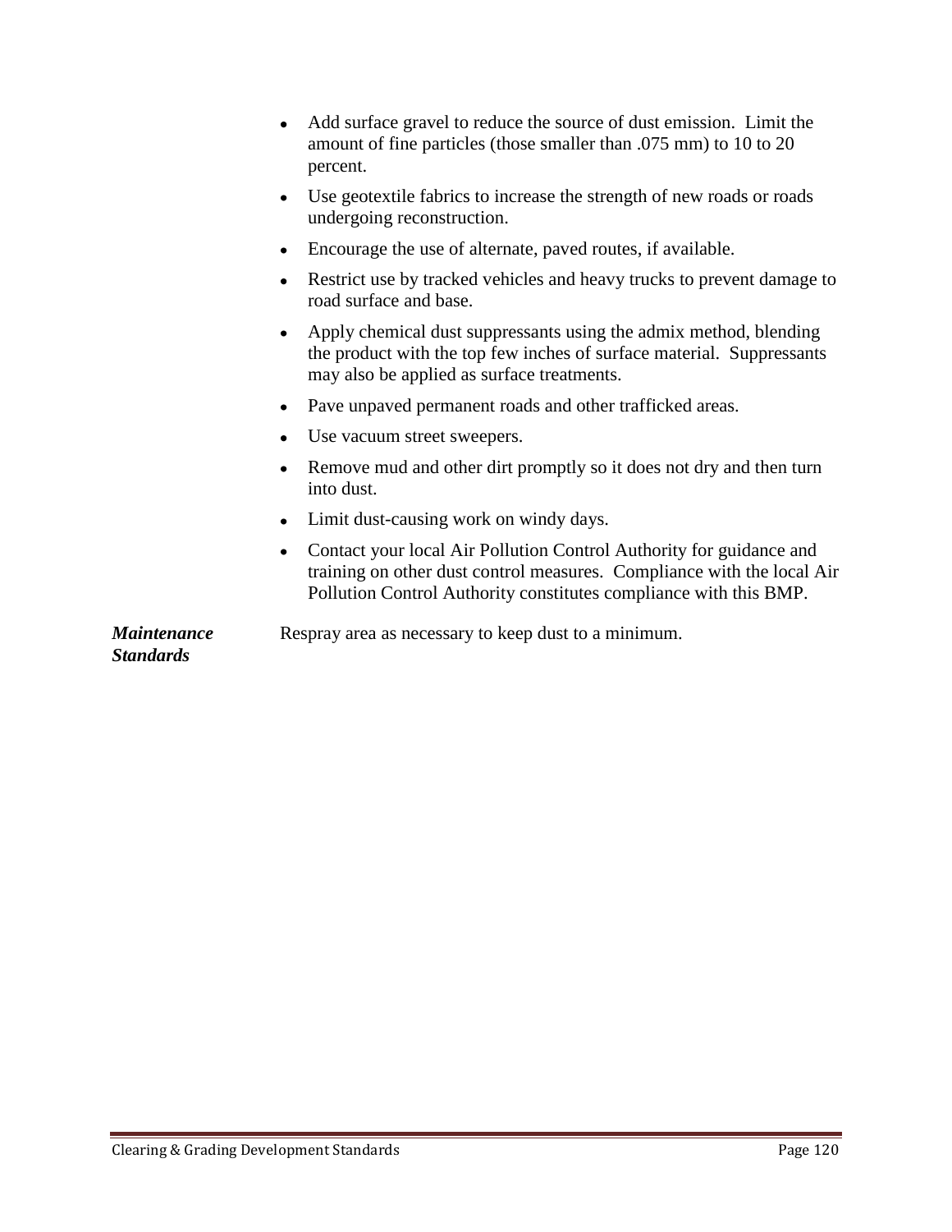- Add surface gravel to reduce the source of dust emission. Limit the amount of fine particles (those smaller than .075 mm) to 10 to 20 percent.
- Use geotextile fabrics to increase the strength of new roads or roads undergoing reconstruction.
- Encourage the use of alternate, paved routes, if available.
- Restrict use by tracked vehicles and heavy trucks to prevent damage to road surface and base.
- Apply chemical dust suppressants using the admix method, blending the product with the top few inches of surface material. Suppressants may also be applied as surface treatments.
- Pave unpaved permanent roads and other trafficked areas.
- Use vacuum street sweepers.
- Remove mud and other dirt promptly so it does not dry and then turn into dust.
- Limit dust-causing work on windy days.
- Contact your local Air Pollution Control Authority for guidance and training on other dust control measures. Compliance with the local Air Pollution Control Authority constitutes compliance with this BMP.

***Maintenance Standards***

Respray area as necessary to keep dust to a minimum.